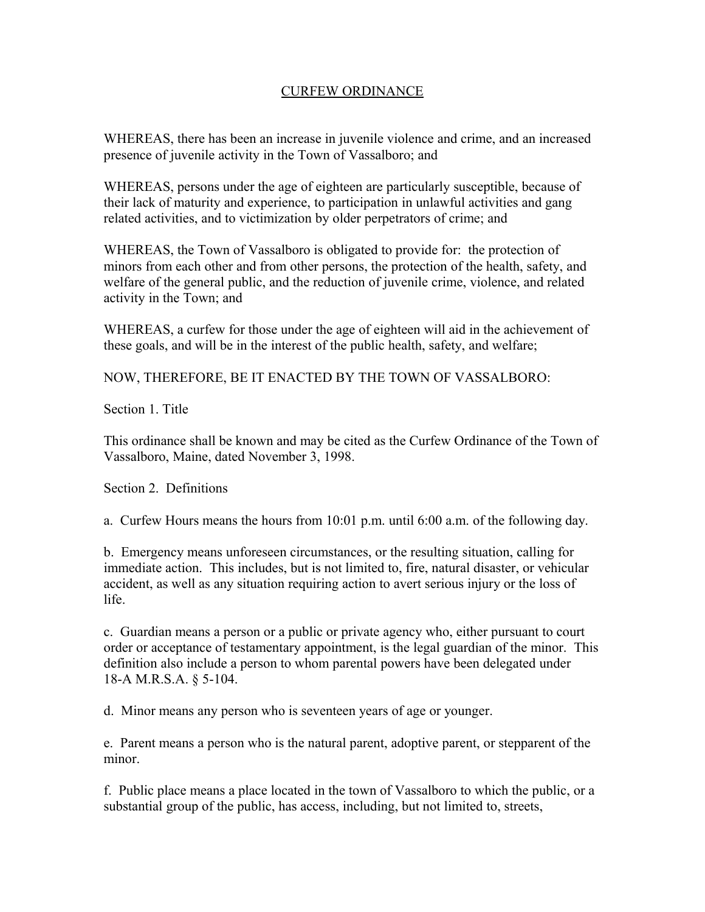# CURFEW ORDINANCE

WHEREAS, there has been an increase in juvenile violence and crime, and an increased presence of juvenile activity in the Town of Vassalboro; and

WHEREAS, persons under the age of eighteen are particularly susceptible, because of their lack of maturity and experience, to participation in unlawful activities and gang related activities, and to victimization by older perpetrators of crime; and

WHEREAS, the Town of Vassalboro is obligated to provide for: the protection of minors from each other and from other persons, the protection of the health, safety, and welfare of the general public, and the reduction of juvenile crime, violence, and related activity in the Town; and

WHEREAS, a curfew for those under the age of eighteen will aid in the achievement of these goals, and will be in the interest of the public health, safety, and welfare;

NOW, THEREFORE, BE IT ENACTED BY THE TOWN OF VASSALBORO:

Section 1. Title

This ordinance shall be known and may be cited as the Curfew Ordinance of the Town of Vassalboro, Maine, dated November 3, 1998.

Section 2. Definitions

a. Curfew Hours means the hours from 10:01 p.m. until 6:00 a.m. of the following day.

b. Emergency means unforeseen circumstances, or the resulting situation, calling for immediate action. This includes, but is not limited to, fire, natural disaster, or vehicular accident, as well as any situation requiring action to avert serious injury or the loss of life.

c. Guardian means a person or a public or private agency who, either pursuant to court order or acceptance of testamentary appointment, is the legal guardian of the minor. This definition also include a person to whom parental powers have been delegated under 18-A M.R.S.A. § 5-104.

d. Minor means any person who is seventeen years of age or younger.

e. Parent means a person who is the natural parent, adoptive parent, or stepparent of the minor.

f. Public place means a place located in the town of Vassalboro to which the public, or a substantial group of the public, has access, including, but not limited to, streets,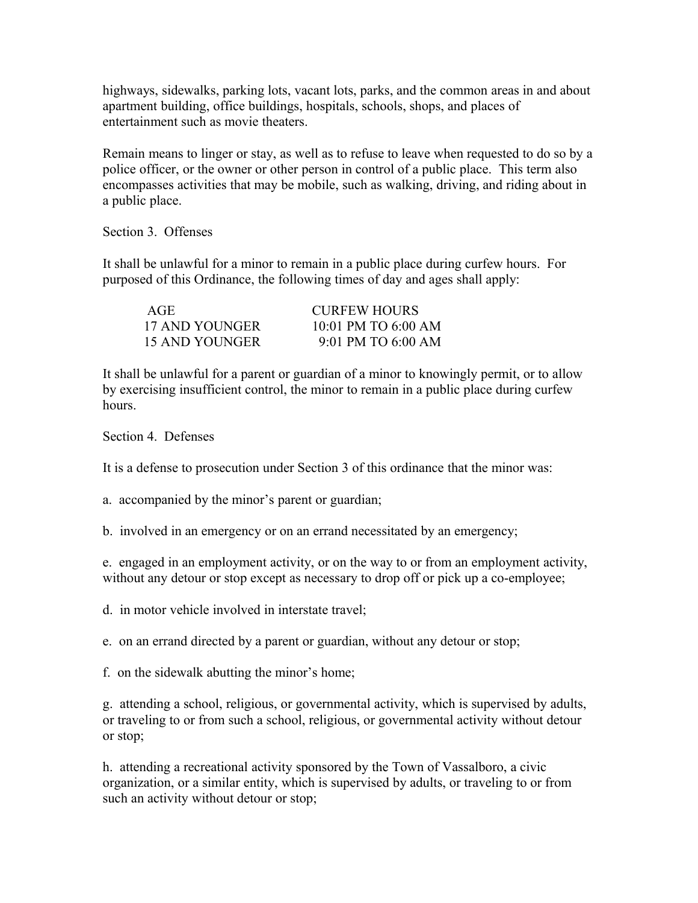highways, sidewalks, parking lots, vacant lots, parks, and the common areas in and about apartment building, office buildings, hospitals, schools, shops, and places of entertainment such as movie theaters.

Remain means to linger or stay, as well as to refuse to leave when requested to do so by a police officer, or the owner or other person in control of a public place. This term also encompasses activities that may be mobile, such as walking, driving, and riding about in a public place.

Section 3. Offenses

It shall be unlawful for a minor to remain in a public place during curfew hours. For purposed of this Ordinance, the following times of day and ages shall apply:

| AGE | CURFEW HOURS |
|---|---|
| 17 AND YOUNGER | 10:01 PM TO 6:00 AM |
| 15 AND YOUNGER | 9:01 PM TO 6:00 AM |

It shall be unlawful for a parent or guardian of a minor to knowingly permit, or to allow by exercising insufficient control, the minor to remain in a public place during curfew hours.

Section 4. Defenses

It is a defense to prosecution under Section 3 of this ordinance that the minor was:

a. accompanied by the minor's parent or guardian;

b. involved in an emergency or on an errand necessitated by an emergency;

e. engaged in an employment activity, or on the way to or from an employment activity, without any detour or stop except as necessary to drop off or pick up a co-employee;

d. in motor vehicle involved in interstate travel;

e. on an errand directed by a parent or guardian, without any detour or stop;

f. on the sidewalk abutting the minor's home;

g. attending a school, religious, or governmental activity, which is supervised by adults, or traveling to or from such a school, religious, or governmental activity without detour or stop;

h. attending a recreational activity sponsored by the Town of Vassalboro, a civic organization, or a similar entity, which is supervised by adults, or traveling to or from such an activity without detour or stop;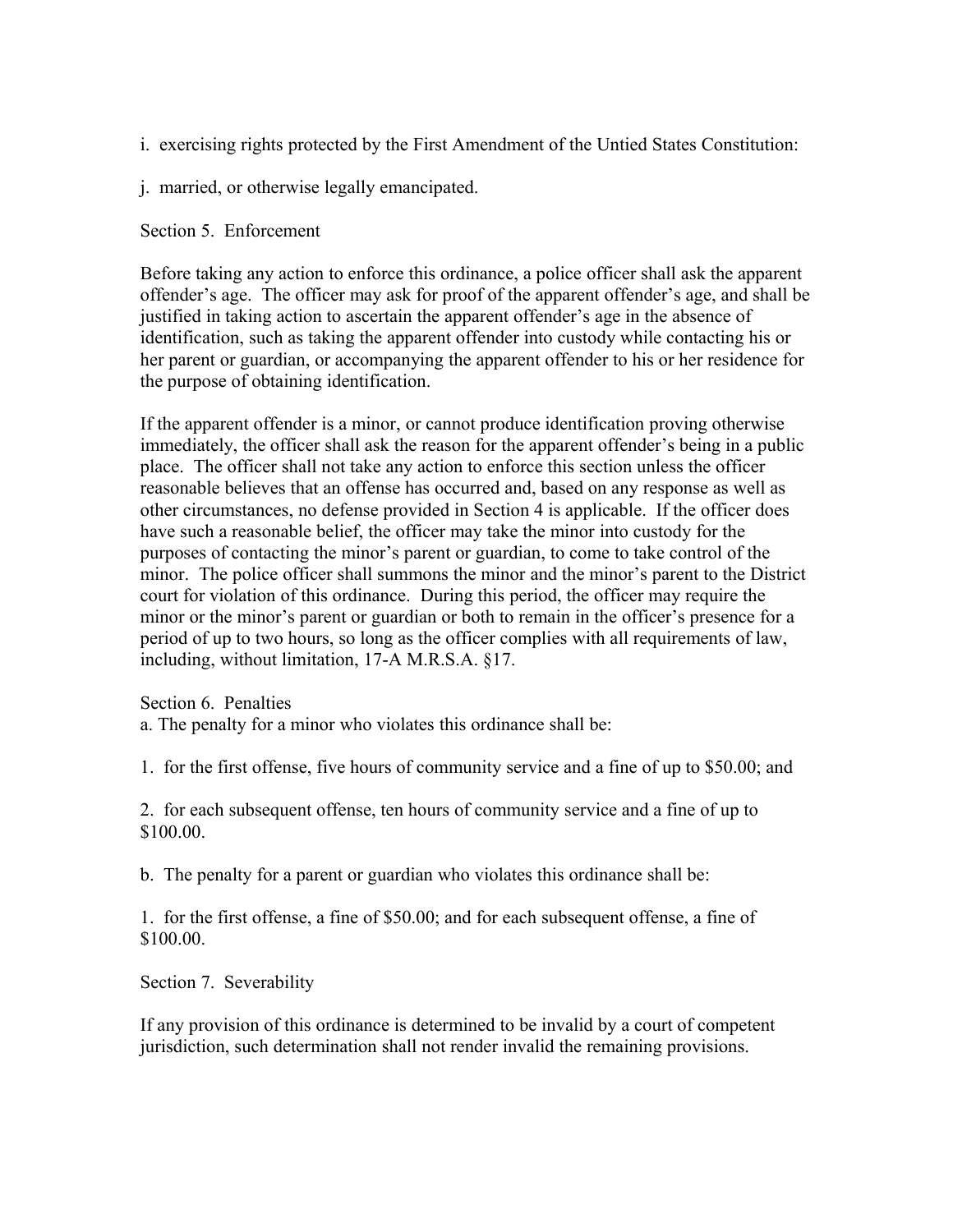i. exercising rights protected by the First Amendment of the Untied States Constitution:

j. married, or otherwise legally emancipated.

Section 5. Enforcement

Before taking any action to enforce this ordinance, a police officer shall ask the apparent offender's age. The officer may ask for proof of the apparent offender's age, and shall be justified in taking action to ascertain the apparent offender's age in the absence of identification, such as taking the apparent offender into custody while contacting his or her parent or guardian, or accompanying the apparent offender to his or her residence for the purpose of obtaining identification.

If the apparent offender is a minor, or cannot produce identification proving otherwise immediately, the officer shall ask the reason for the apparent offender's being in a public place. The officer shall not take any action to enforce this section unless the officer reasonable believes that an offense has occurred and, based on any response as well as other circumstances, no defense provided in Section 4 is applicable. If the officer does have such a reasonable belief, the officer may take the minor into custody for the purposes of contacting the minor's parent or guardian, to come to take control of the minor. The police officer shall summons the minor and the minor's parent to the District court for violation of this ordinance. During this period, the officer may require the minor or the minor's parent or guardian or both to remain in the officer's presence for a period of up to two hours, so long as the officer complies with all requirements of law, including, without limitation, 17-A M.R.S.A. §17.

Section 6. Penalties

a. The penalty for a minor who violates this ordinance shall be:

1. for the first offense, five hours of community service and a fine of up to $50.00; and

2. for each subsequent offense, ten hours of community service and a fine of up to $100.00.

b. The penalty for a parent or guardian who violates this ordinance shall be:

1. for the first offense, a fine of $50.00; and for each subsequent offense, a fine of $100.00.

Section 7. Severability

If any provision of this ordinance is determined to be invalid by a court of competent jurisdiction, such determination shall not render invalid the remaining provisions.